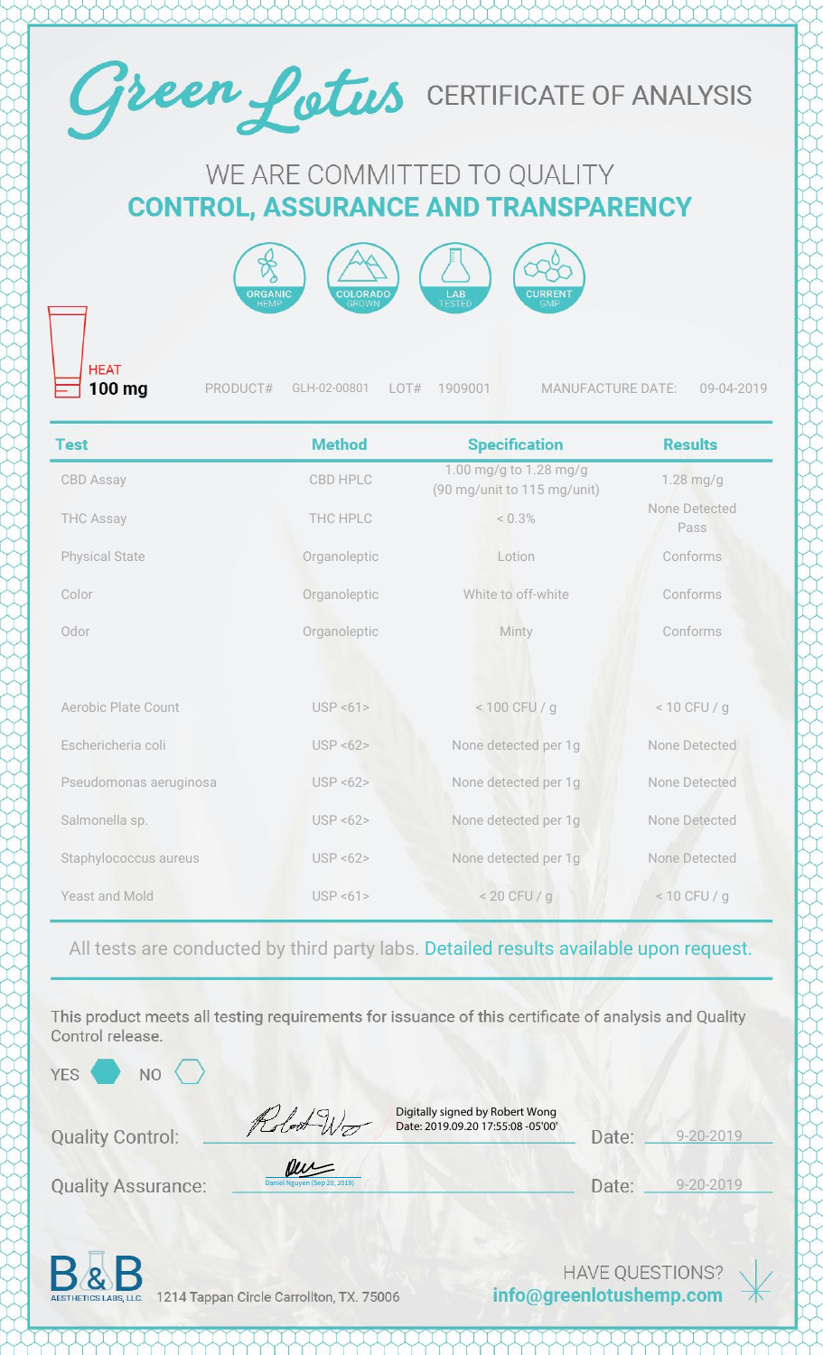# Green Lotus CERTIFICATE OF ANALYSIS

## WE ARE COMMITTED TO QUALITY
## CONTROL, ASSURANCE AND TRANSPARENCY

ORGANIC HEMP | COLORADO GROWN | LAB TESTED | CURRENT GMP

HEAT
**100 mg**

PRODUCT# GLH-02-00801 LOT# 1909001 MANUFACTURE DATE: 09-04-2019

| Test | Method | Specification | Results |
|---|---|---|---|
| CBD Assay | CBD HPLC | 1.00 mg/g to 1.28 mg/g (90 mg/unit to 115 mg/unit) | 1.28 mg/g |
| THC Assay | THC HPLC | < 0.3% | None Detected Pass |
| Physical State | Organoleptic | Lotion | Conforms |
| Color | Organoleptic | White to off-white | Conforms |
| Odor | Organoleptic | Minty | Conforms |
| Aerobic Plate Count | USP <61> | < 100 CFU / g | < 10 CFU / g |
| Eschericheria coli | USP <62> | None detected per 1g | None Detected |
| Pseudomonas aeruginosa | USP <62> | None detected per 1g | None Detected |
| Salmonella sp. | USP <62> | None detected per 1g | None Detected |
| Staphylococcus aureus | USP <62> | None detected per 1g | None Detected |
| Yeast and Mold | USP <61> | < 20 CFU / g | < 10 CFU / g |

All tests are conducted by third party labs. Detailed results available upon request.

This product meets all testing requirements for issuance of this certificate of analysis and Quality Control release.

YES ⬢ NO ⬡

Quality Control: Digitally signed by Robert Wong Date: 2019.09.20 17:55:08 -05'00' Date: 9-20-2019

Quality Assurance: Daniel Nguyen (Sep 20, 2019) Date: 9-20-2019

B&B AESTHETICS LABS, LLC 1214 Tappan Circle Carrollton, TX. 75006

HAVE QUESTIONS? **info@greenlotushemp.com**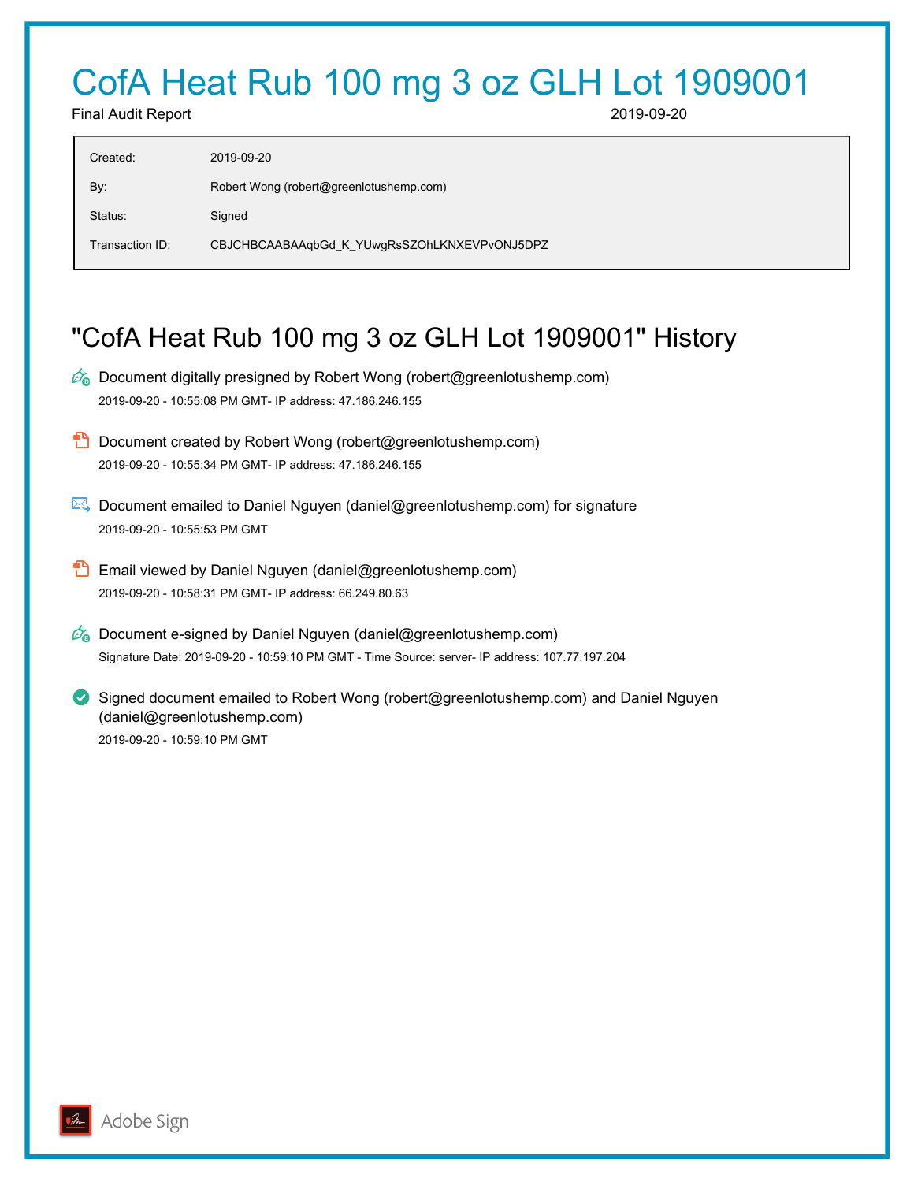# CofA Heat Rub 100 mg 3 oz GLH Lot 1909001

Final Audit Report 2019-09-20

| | |
|---|---|
| Created: | 2019-09-20 |
| By: | Robert Wong (robert@greenlotushemp.com) |
| Status: | Signed |
| Transaction ID: | CBJCHBCAABAAqbGd_K_YUwgRsSZOhLKNXEVPvONJ5DPZ |

## "CofA Heat Rub 100 mg 3 oz GLH Lot 1909001" History

- Document digitally presigned by Robert Wong (robert@greenlotushemp.com)
  2019-09-20 - 10:55:08 PM GMT- IP address: 47.186.246.155

- Document created by Robert Wong (robert@greenlotushemp.com)
  2019-09-20 - 10:55:34 PM GMT- IP address: 47.186.246.155

- Document emailed to Daniel Nguyen (daniel@greenlotushemp.com) for signature
  2019-09-20 - 10:55:53 PM GMT

- Email viewed by Daniel Nguyen (daniel@greenlotushemp.com)
  2019-09-20 - 10:58:31 PM GMT- IP address: 66.249.80.63

- Document e-signed by Daniel Nguyen (daniel@greenlotushemp.com)
  Signature Date: 2019-09-20 - 10:59:10 PM GMT - Time Source: server- IP address: 107.77.197.204

- Signed document emailed to Robert Wong (robert@greenlotushemp.com) and Daniel Nguyen (daniel@greenlotushemp.com)
  2019-09-20 - 10:59:10 PM GMT

Adobe Sign